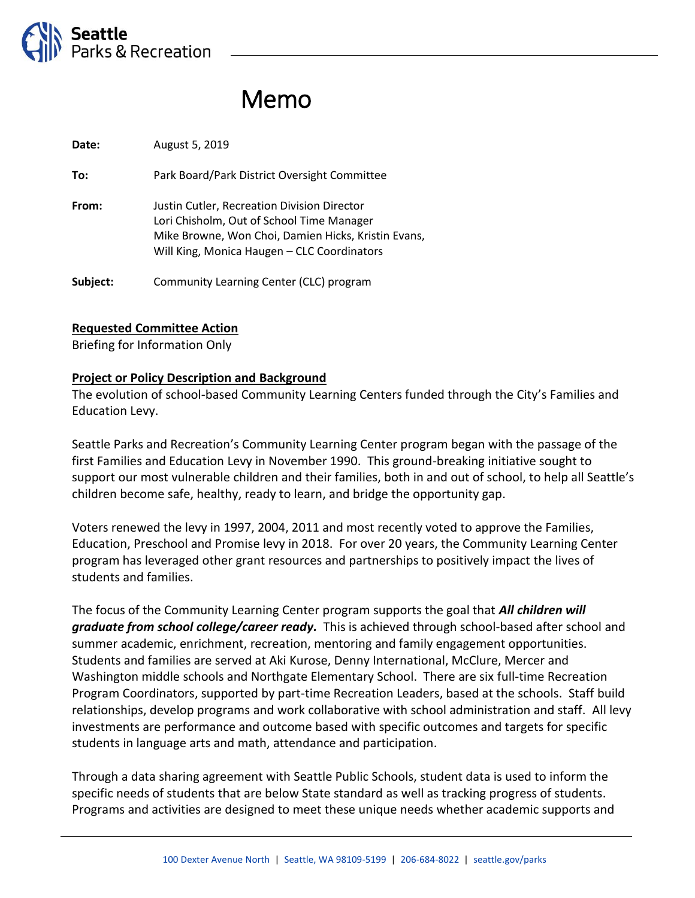Seattle Parks & Recreation

# Memo

**Date:** August 5, 2019

**To:** Park Board/Park District Oversight Committee

**From:** Justin Cutler, Recreation Division Director
Lori Chisholm, Out of School Time Manager
Mike Browne, Won Choi, Damien Hicks, Kristin Evans, Will King, Monica Haugen – CLC Coordinators

**Subject:** Community Learning Center (CLC) program

## Requested Committee Action

Briefing for Information Only

## Project or Policy Description and Background

The evolution of school-based Community Learning Centers funded through the City's Families and Education Levy.

Seattle Parks and Recreation's Community Learning Center program began with the passage of the first Families and Education Levy in November 1990. This ground-breaking initiative sought to support our most vulnerable children and their families, both in and out of school, to help all Seattle's children become safe, healthy, ready to learn, and bridge the opportunity gap.

Voters renewed the levy in 1997, 2004, 2011 and most recently voted to approve the Families, Education, Preschool and Promise levy in 2018. For over 20 years, the Community Learning Center program has leveraged other grant resources and partnerships to positively impact the lives of students and families.

The focus of the Community Learning Center program supports the goal that ***All children will graduate from school college/career ready.*** This is achieved through school-based after school and summer academic, enrichment, recreation, mentoring and family engagement opportunities. Students and families are served at Aki Kurose, Denny International, McClure, Mercer and Washington middle schools and Northgate Elementary School. There are six full-time Recreation Program Coordinators, supported by part-time Recreation Leaders, based at the schools. Staff build relationships, develop programs and work collaborative with school administration and staff. All levy investments are performance and outcome based with specific outcomes and targets for specific students in language arts and math, attendance and participation.

Through a data sharing agreement with Seattle Public Schools, student data is used to inform the specific needs of students that are below State standard as well as tracking progress of students. Programs and activities are designed to meet these unique needs whether academic supports and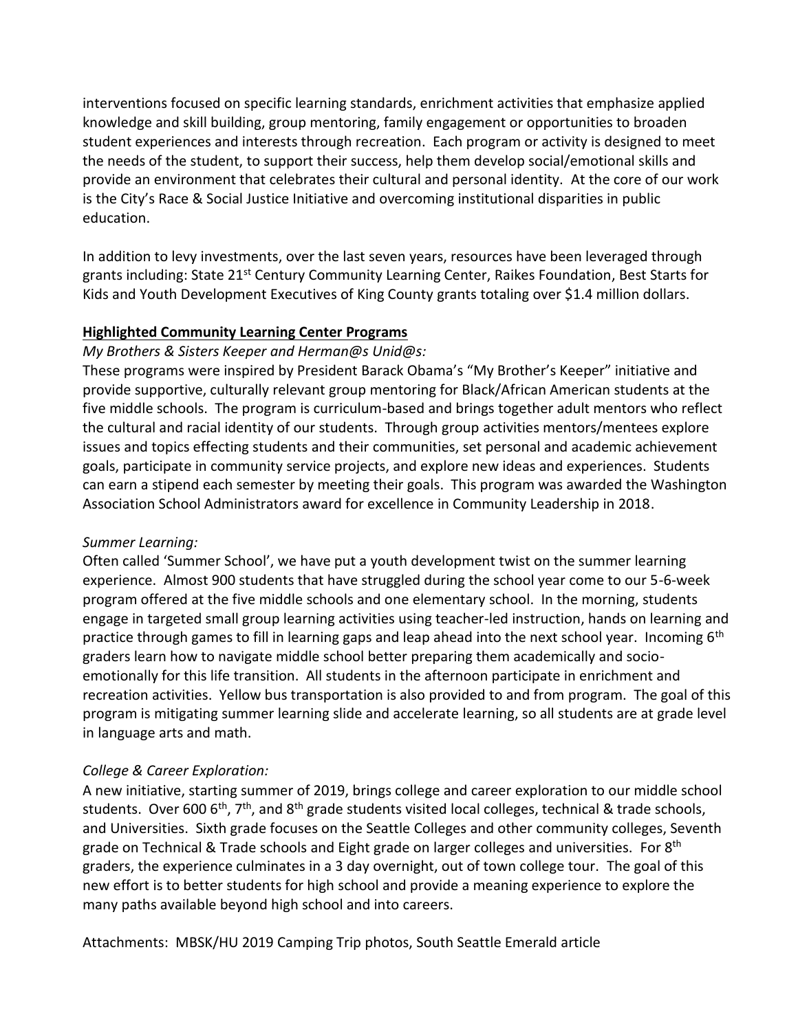interventions focused on specific learning standards, enrichment activities that emphasize applied knowledge and skill building, group mentoring, family engagement or opportunities to broaden student experiences and interests through recreation. Each program or activity is designed to meet the needs of the student, to support their success, help them develop social/emotional skills and provide an environment that celebrates their cultural and personal identity. At the core of our work is the City's Race & Social Justice Initiative and overcoming institutional disparities in public education.

In addition to levy investments, over the last seven years, resources have been leveraged through grants including: State 21st Century Community Learning Center, Raikes Foundation, Best Starts for Kids and Youth Development Executives of King County grants totaling over $1.4 million dollars.

**Highlighted Community Learning Center Programs**

*My Brothers & Sisters Keeper and Herman@s Unid@s:*

These programs were inspired by President Barack Obama's "My Brother's Keeper" initiative and provide supportive, culturally relevant group mentoring for Black/African American students at the five middle schools. The program is curriculum-based and brings together adult mentors who reflect the cultural and racial identity of our students. Through group activities mentors/mentees explore issues and topics effecting students and their communities, set personal and academic achievement goals, participate in community service projects, and explore new ideas and experiences. Students can earn a stipend each semester by meeting their goals. This program was awarded the Washington Association School Administrators award for excellence in Community Leadership in 2018.

*Summer Learning:*

Often called 'Summer School', we have put a youth development twist on the summer learning experience. Almost 900 students that have struggled during the school year come to our 5-6-week program offered at the five middle schools and one elementary school. In the morning, students engage in targeted small group learning activities using teacher-led instruction, hands on learning and practice through games to fill in learning gaps and leap ahead into the next school year. Incoming 6th graders learn how to navigate middle school better preparing them academically and socio-emotionally for this life transition. All students in the afternoon participate in enrichment and recreation activities. Yellow bus transportation is also provided to and from program. The goal of this program is mitigating summer learning slide and accelerate learning, so all students are at grade level in language arts and math.

*College & Career Exploration:*

A new initiative, starting summer of 2019, brings college and career exploration to our middle school students. Over 600 6th, 7th, and 8th grade students visited local colleges, technical & trade schools, and Universities. Sixth grade focuses on the Seattle Colleges and other community colleges, Seventh grade on Technical & Trade schools and Eight grade on larger colleges and universities. For 8th graders, the experience culminates in a 3 day overnight, out of town college tour. The goal of this new effort is to better students for high school and provide a meaning experience to explore the many paths available beyond high school and into careers.

Attachments: MBSK/HU 2019 Camping Trip photos, South Seattle Emerald article